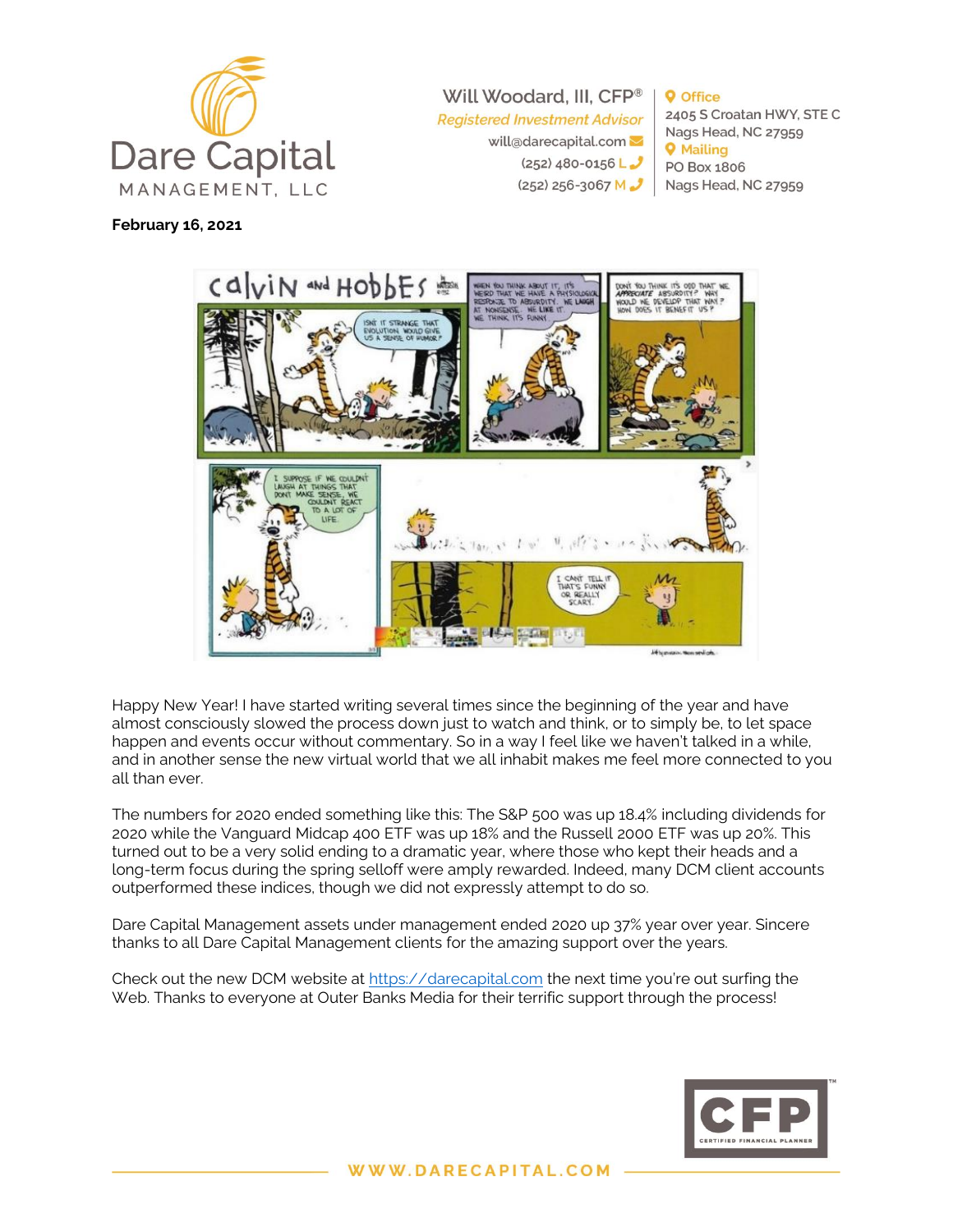Dare Capital MANAGEMENT, LLC

Will Woodard, III, CFP®
*Registered Investment Advisor*
will@darecapital.com
(252) 480-0156 L
(252) 256-3067 M

**Office**
2405 S Croatan HWY, STE C
Nags Head, NC 27959

**Mailing**
PO Box 1806
Nags Head, NC 27959

**February 16, 2021**

Happy New Year! I have started writing several times since the beginning of the year and have almost consciously slowed the process down just to watch and think, or to simply be, to let space happen and events occur without commentary. So in a way I feel like we haven't talked in a while, and in another sense the new virtual world that we all inhabit makes me feel more connected to you all than ever.

The numbers for 2020 ended something like this: The S&P 500 was up 18.4% including dividends for 2020 while the Vanguard Midcap 400 ETF was up 18% and the Russell 2000 ETF was up 20%. This turned out to be a very solid ending to a dramatic year, where those who kept their heads and a long-term focus during the spring selloff were amply rewarded. Indeed, many DCM client accounts outperformed these indices, though we did not expressly attempt to do so.

Dare Capital Management assets under management ended 2020 up 37% year over year. Sincere thanks to all Dare Capital Management clients for the amazing support over the years.

Check out the new DCM website at https://darecapital.com the next time you're out surfing the Web. Thanks to everyone at Outer Banks Media for their terrific support through the process!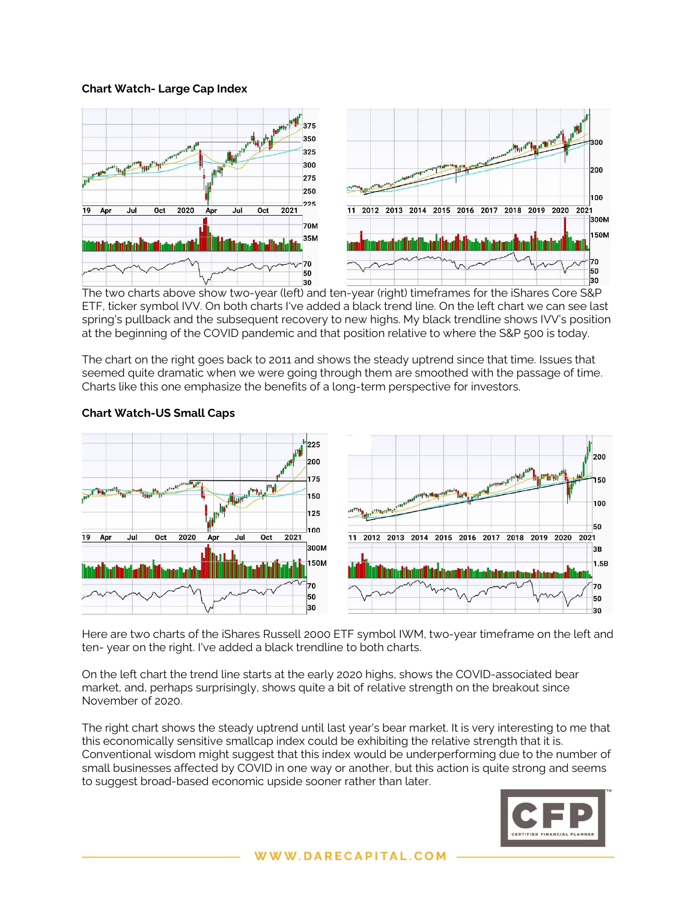### Chart Watch- Large Cap Index

The two charts above show two-year (left) and ten-year (right) timeframes for the iShares Core S&P ETF, ticker symbol IVV. On both charts I've added a black trend line. On the left chart we can see last spring's pullback and the subsequent recovery to new highs. My black trendline shows IVV's position at the beginning of the COVID pandemic and that position relative to where the S&P 500 is today.

The chart on the right goes back to 2011 and shows the steady uptrend since that time. Issues that seemed quite dramatic when we were going through them are smoothed with the passage of time. Charts like this one emphasize the benefits of a long-term perspective for investors.

### Chart Watch-US Small Caps

Here are two charts of the iShares Russell 2000 ETF symbol IWM, two-year timeframe on the left and ten- year on the right. I've added a black trendline to both charts.

On the left chart the trend line starts at the early 2020 highs, shows the COVID-associated bear market, and, perhaps surprisingly, shows quite a bit of relative strength on the breakout since November of 2020.

The right chart shows the steady uptrend until last year's bear market. It is very interesting to me that this economically sensitive smallcap index could be exhibiting the relative strength that it is. Conventional wisdom might suggest that this index would be underperforming due to the number of small businesses affected by COVID in one way or another, but this action is quite strong and seems to suggest broad-based economic upside sooner rather than later.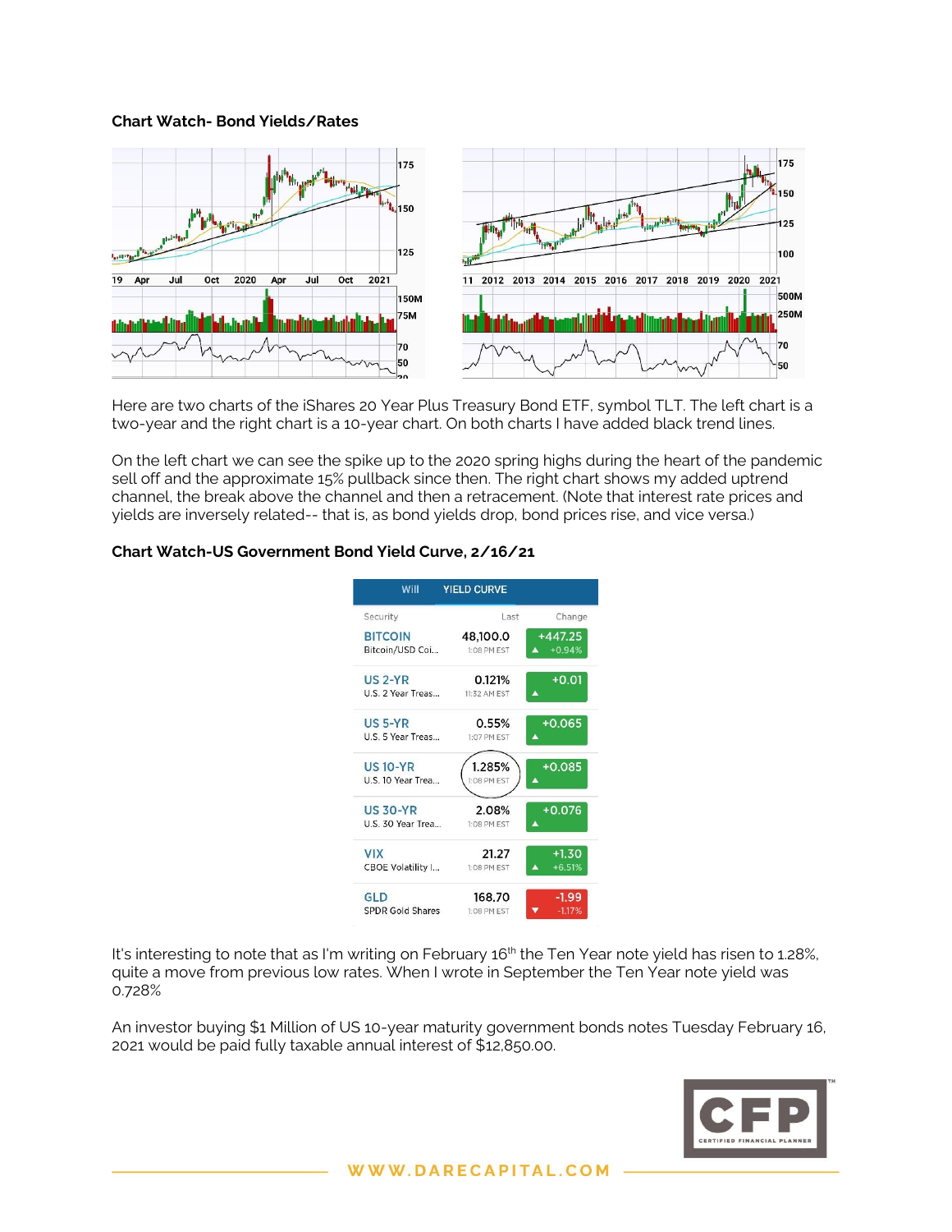**Chart Watch- Bond Yields/Rates**

Here are two charts of the iShares 20 Year Plus Treasury Bond ETF, symbol TLT. The left chart is a two-year and the right chart is a 10-year chart. On both charts I have added black trend lines.

On the left chart we can see the spike up to the 2020 spring highs during the heart of the pandemic sell off and the approximate 15% pullback since then. The right chart shows my added uptrend channel, the break above the channel and then a retracement. (Note that interest rate prices and yields are inversely related-- that is, as bond yields drop, bond prices rise, and vice versa.)

**Chart Watch-US Government Bond Yield Curve, 2/16/21**

| Security | Last | Change |
|---|---|---|
| BITCOIN<br>Bitcoin/USD Coi... | 48,100.0<br>1:08 PM EST | +447.25<br>▲ +0.94% |
| US 2-YR<br>U.S. 2 Year Treas... | 0.121%<br>11:32 AM EST | +0.01<br>▲ |
| US 5-YR<br>U.S. 5 Year Treas... | 0.55%<br>1:07 PM EST | +0.065<br>▲ |
| US 10-YR<br>U.S. 10 Year Trea... | 1.285%<br>1:08 PM EST | +0.085<br>▲ |
| US 30-YR<br>U.S. 30 Year Trea... | 2.08%<br>1:08 PM EST | +0.076<br>▲ |
| VIX<br>CBOE Volatility I... | 21.27<br>1:08 PM EST | +1.30<br>▲ +6.51% |
| GLD<br>SPDR Gold Shares | 168.70<br>1:08 PM EST | -1.99<br>▼ -1.17% |

It's interesting to note that as I'm writing on February 16th the Ten Year note yield has risen to 1.28%, quite a move from previous low rates. When I wrote in September the Ten Year note yield was 0.728%

An investor buying $1 Million of US 10-year maturity government bonds notes Tuesday February 16, 2021 would be paid fully taxable annual interest of $12,850.00.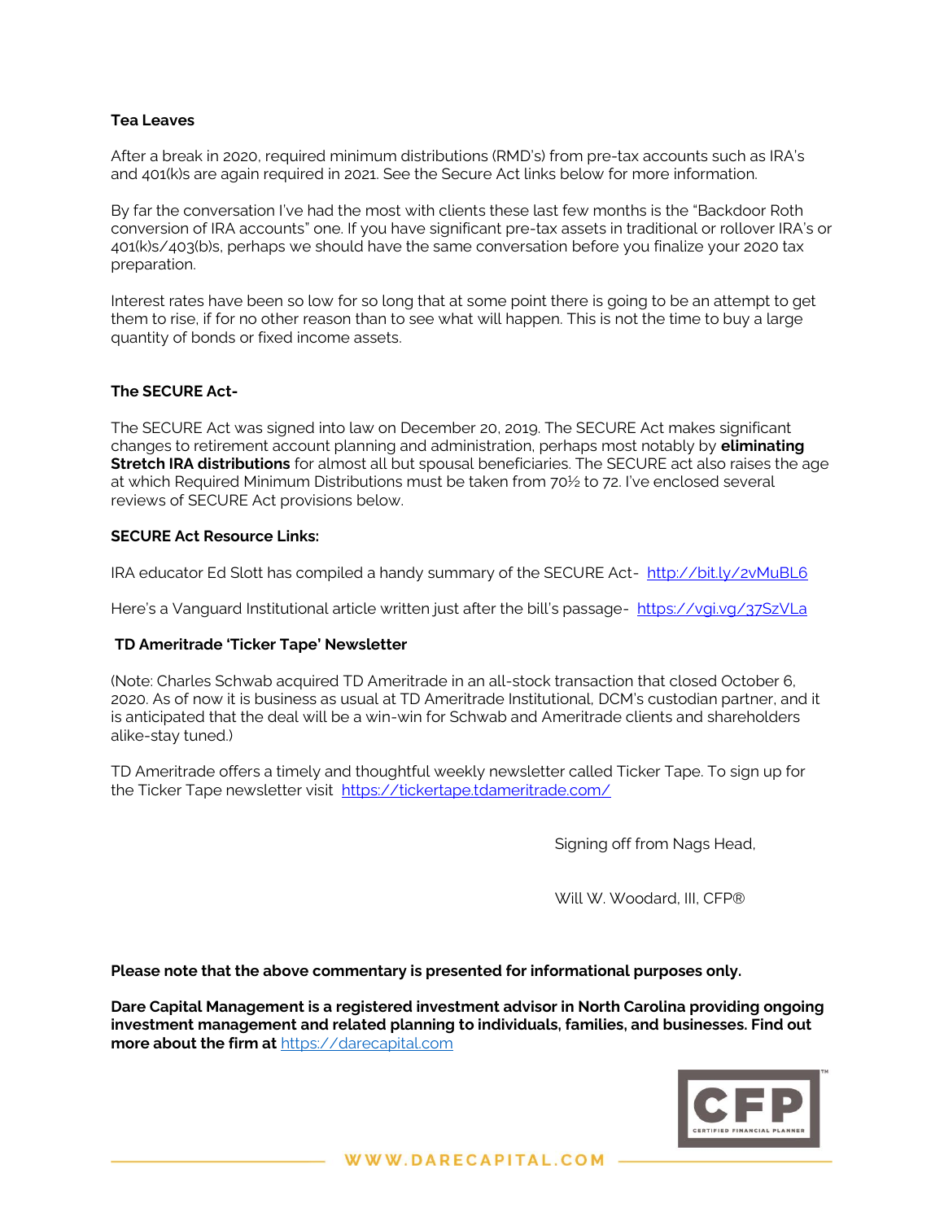**Tea Leaves**

After a break in 2020, required minimum distributions (RMD's) from pre-tax accounts such as IRA's and 401(k)s are again required in 2021. See the Secure Act links below for more information.

By far the conversation I've had the most with clients these last few months is the "Backdoor Roth conversion of IRA accounts" one. If you have significant pre-tax assets in traditional or rollover IRA's or 401(k)s/403(b)s, perhaps we should have the same conversation before you finalize your 2020 tax preparation.

Interest rates have been so low for so long that at some point there is going to be an attempt to get them to rise, if for no other reason than to see what will happen. This is not the time to buy a large quantity of bonds or fixed income assets.

**The SECURE Act-**

The SECURE Act was signed into law on December 20, 2019. The SECURE Act makes significant changes to retirement account planning and administration, perhaps most notably by **eliminating Stretch IRA distributions** for almost all but spousal beneficiaries. The SECURE act also raises the age at which Required Minimum Distributions must be taken from 70½ to 72. I've enclosed several reviews of SECURE Act provisions below.

**SECURE Act Resource Links:**

IRA educator Ed Slott has compiled a handy summary of the SECURE Act- http://bit.ly/2vMuBL6

Here's a Vanguard Institutional article written just after the bill's passage- https://vgi.vg/37SzVLa

**TD Ameritrade 'Ticker Tape' Newsletter**

(Note: Charles Schwab acquired TD Ameritrade in an all-stock transaction that closed October 6, 2020. As of now it is business as usual at TD Ameritrade Institutional, DCM's custodian partner, and it is anticipated that the deal will be a win-win for Schwab and Ameritrade clients and shareholders alike-stay tuned.)

TD Ameritrade offers a timely and thoughtful weekly newsletter called Ticker Tape. To sign up for the Ticker Tape newsletter visit https://tickertape.tdameritrade.com/

Signing off from Nags Head,

Will W. Woodard, III, CFP®

**Please note that the above commentary is presented for informational purposes only.**

**Dare Capital Management is a registered investment advisor in North Carolina providing ongoing investment management and related planning to individuals, families, and businesses. Find out more about the firm at** https://darecapital.com

CFP
CERTIFIED FINANCIAL PLANNER